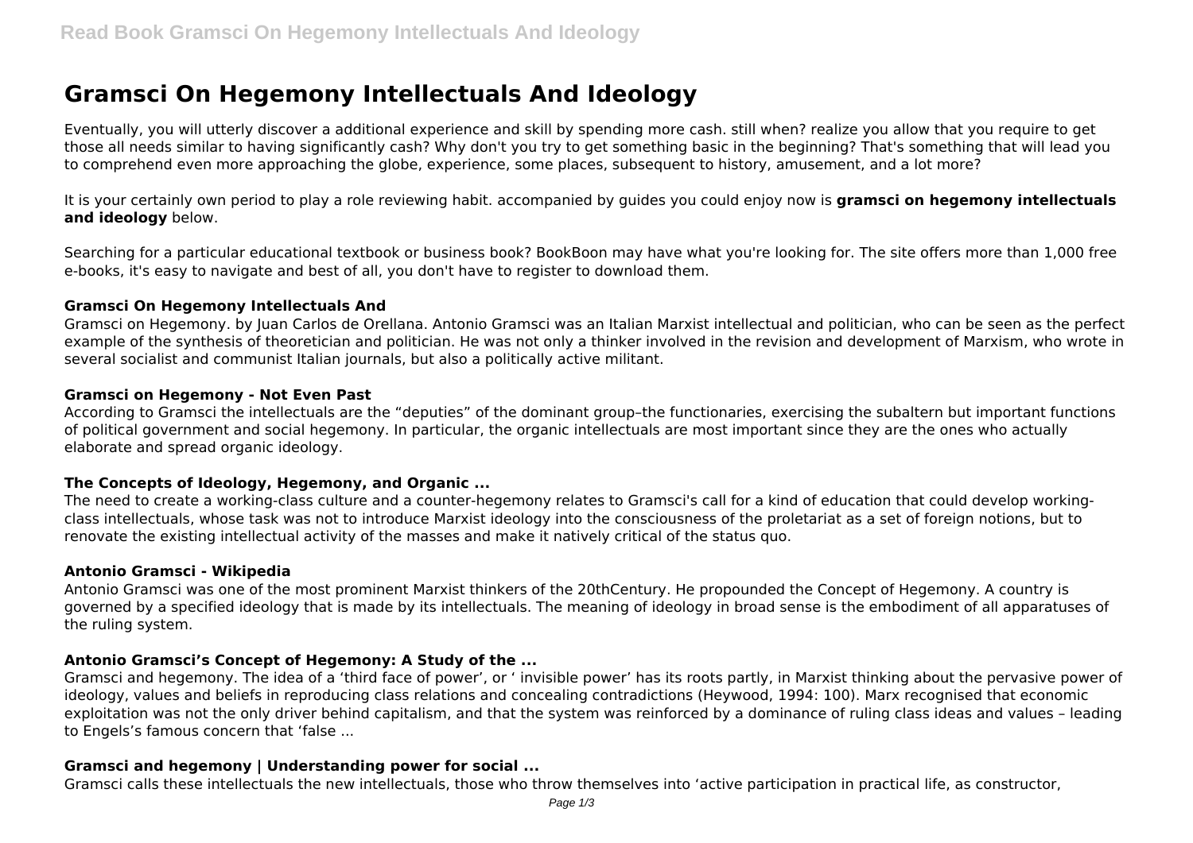# Gramsci On Hegemony Intellectuals And Ideology

Eventually, you will utterly discover a additional experience and skill by spending more cash. still when? realize you allow that you require to get those all needs similar to having significantly cash? Why don't you try to get something basic in the beginning? That's something that will lead you to comprehend even more approaching the globe, experience, some places, subsequent to history, amusement, and a lot more?

It is your certainly own period to play a role reviewing habit. accompanied by guides you could enjoy now is **gramsci on hegemony intellectuals and ideology** below.

Searching for a particular educational textbook or business book? BookBoon may have what you're looking for. The site offers more than 1,000 free e-books, it's easy to navigate and best of all, you don't have to register to download them.

### Gramsci On Hegemony Intellectuals And

Gramsci on Hegemony. by Juan Carlos de Orellana. Antonio Gramsci was an Italian Marxist intellectual and politician, who can be seen as the perfect example of the synthesis of theoretician and politician. He was not only a thinker involved in the revision and development of Marxism, who wrote in several socialist and communist Italian journals, but also a politically active militant.

### Gramsci on Hegemony - Not Even Past

According to Gramsci the intellectuals are the "deputies" of the dominant group–the functionaries, exercising the subaltern but important functions of political government and social hegemony. In particular, the organic intellectuals are most important since they are the ones who actually elaborate and spread organic ideology.

### The Concepts of Ideology, Hegemony, and Organic ...

The need to create a working-class culture and a counter-hegemony relates to Gramsci's call for a kind of education that could develop working-class intellectuals, whose task was not to introduce Marxist ideology into the consciousness of the proletariat as a set of foreign notions, but to renovate the existing intellectual activity of the masses and make it natively critical of the status quo.

### Antonio Gramsci - Wikipedia

Antonio Gramsci was one of the most prominent Marxist thinkers of the 20thCentury. He propounded the Concept of Hegemony. A country is governed by a specified ideology that is made by its intellectuals. The meaning of ideology in broad sense is the embodiment of all apparatuses of the ruling system.

### Antonio Gramsci's Concept of Hegemony: A Study of the ...

Gramsci and hegemony. The idea of a 'third face of power', or ' invisible power' has its roots partly, in Marxist thinking about the pervasive power of ideology, values and beliefs in reproducing class relations and concealing contradictions (Heywood, 1994: 100). Marx recognised that economic exploitation was not the only driver behind capitalism, and that the system was reinforced by a dominance of ruling class ideas and values – leading to Engels's famous concern that 'false ...

### Gramsci and hegemony | Understanding power for social ...

Gramsci calls these intellectuals the new intellectuals, those who throw themselves into 'active participation in practical life, as constructor,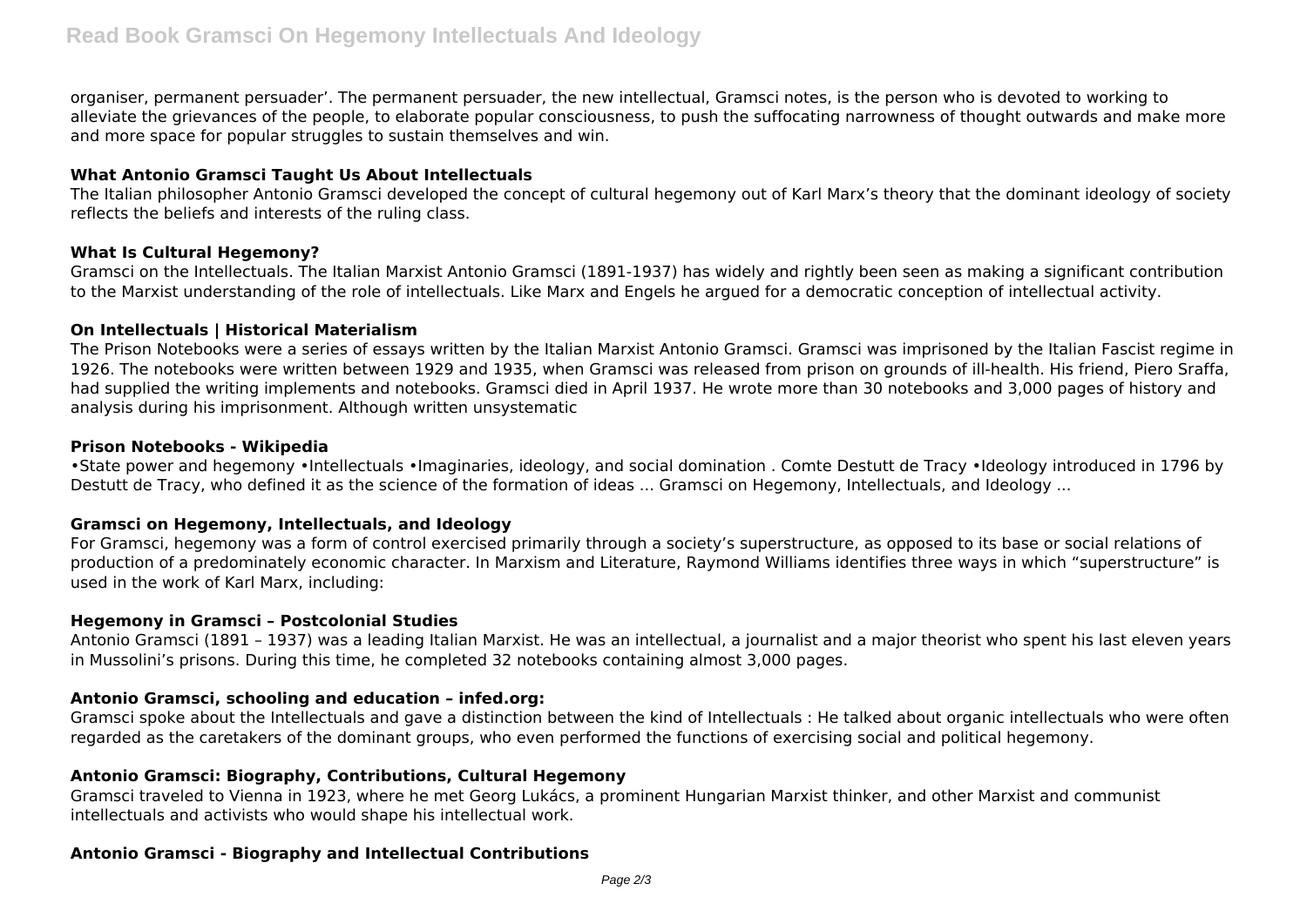organiser, permanent persuader'. The permanent persuader, the new intellectual, Gramsci notes, is the person who is devoted to working to alleviate the grievances of the people, to elaborate popular consciousness, to push the suffocating narrowness of thought outwards and make more and more space for popular struggles to sustain themselves and win.

**What Antonio Gramsci Taught Us About Intellectuals**

The Italian philosopher Antonio Gramsci developed the concept of cultural hegemony out of Karl Marx's theory that the dominant ideology of society reflects the beliefs and interests of the ruling class.

**What Is Cultural Hegemony?**

Gramsci on the Intellectuals. The Italian Marxist Antonio Gramsci (1891-1937) has widely and rightly been seen as making a significant contribution to the Marxist understanding of the role of intellectuals. Like Marx and Engels he argued for a democratic conception of intellectual activity.

**On Intellectuals | Historical Materialism**

The Prison Notebooks were a series of essays written by the Italian Marxist Antonio Gramsci. Gramsci was imprisoned by the Italian Fascist regime in 1926. The notebooks were written between 1929 and 1935, when Gramsci was released from prison on grounds of ill-health. His friend, Piero Sraffa, had supplied the writing implements and notebooks. Gramsci died in April 1937. He wrote more than 30 notebooks and 3,000 pages of history and analysis during his imprisonment. Although written unsystematic

**Prison Notebooks - Wikipedia**

•State power and hegemony •Intellectuals •Imaginaries, ideology, and social domination . Comte Destutt de Tracy •Ideology introduced in 1796 by Destutt de Tracy, who defined it as the science of the formation of ideas ... Gramsci on Hegemony, Intellectuals, and Ideology ...

**Gramsci on Hegemony, Intellectuals, and Ideology**

For Gramsci, hegemony was a form of control exercised primarily through a society's superstructure, as opposed to its base or social relations of production of a predominately economic character. In Marxism and Literature, Raymond Williams identifies three ways in which "superstructure" is used in the work of Karl Marx, including:

**Hegemony in Gramsci – Postcolonial Studies**

Antonio Gramsci (1891 – 1937) was a leading Italian Marxist. He was an intellectual, a journalist and a major theorist who spent his last eleven years in Mussolini's prisons. During this time, he completed 32 notebooks containing almost 3,000 pages.

**Antonio Gramsci, schooling and education – infed.org:**

Gramsci spoke about the Intellectuals and gave a distinction between the kind of Intellectuals : He talked about organic intellectuals who were often regarded as the caretakers of the dominant groups, who even performed the functions of exercising social and political hegemony.

**Antonio Gramsci: Biography, Contributions, Cultural Hegemony**

Gramsci traveled to Vienna in 1923, where he met Georg Lukács, a prominent Hungarian Marxist thinker, and other Marxist and communist intellectuals and activists who would shape his intellectual work.

**Antonio Gramsci - Biography and Intellectual Contributions**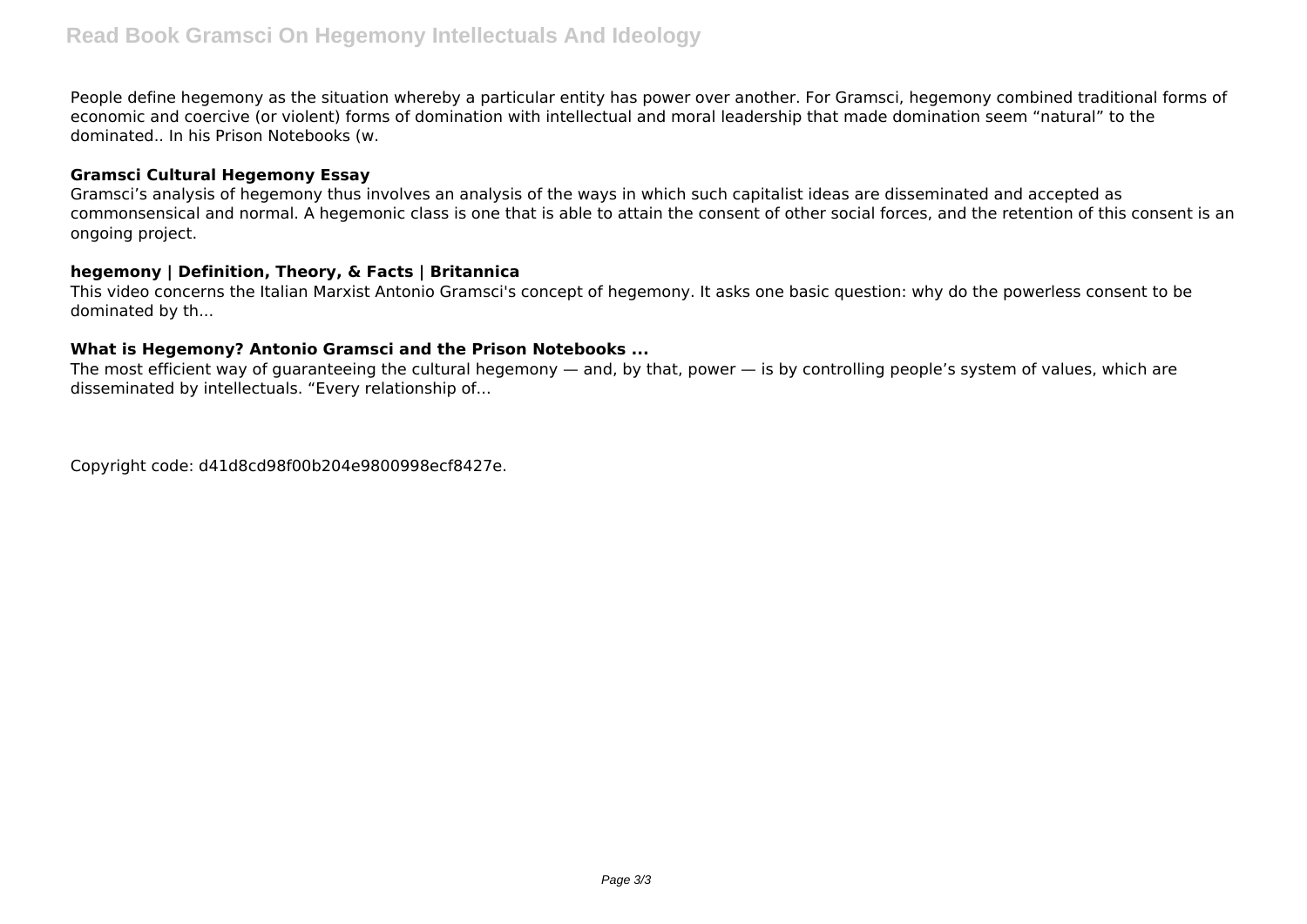People define hegemony as the situation whereby a particular entity has power over another. For Gramsci, hegemony combined traditional forms of economic and coercive (or violent) forms of domination with intellectual and moral leadership that made domination seem "natural" to the dominated.. In his Prison Notebooks (w.

**Gramsci Cultural Hegemony Essay**

Gramsci's analysis of hegemony thus involves an analysis of the ways in which such capitalist ideas are disseminated and accepted as commonsensical and normal. A hegemonic class is one that is able to attain the consent of other social forces, and the retention of this consent is an ongoing project.

**hegemony | Definition, Theory, & Facts | Britannica**

This video concerns the Italian Marxist Antonio Gramsci's concept of hegemony. It asks one basic question: why do the powerless consent to be dominated by th...

**What is Hegemony? Antonio Gramsci and the Prison Notebooks ...**

The most efficient way of guaranteeing the cultural hegemony — and, by that, power — is by controlling people's system of values, which are disseminated by intellectuals. "Every relationship of...

Copyright code: d41d8cd98f00b204e9800998ecf8427e.